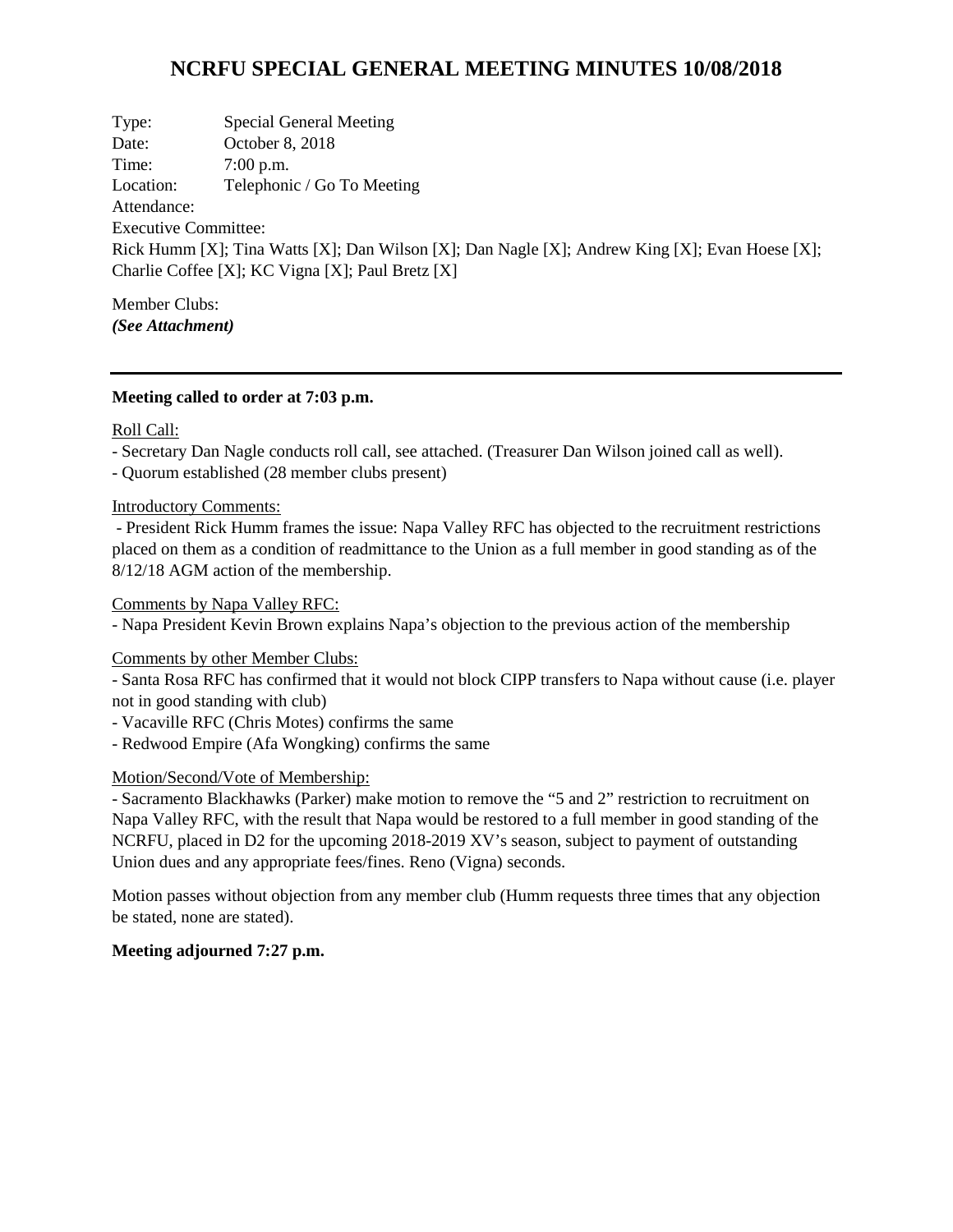# NCRFU SPECIAL GENERAL MEETING MINUTES 10/08/2018

Type: Special General Meeting
Date: October 8, 2018
Time: 7:00 p.m.
Location: Telephonic / Go To Meeting
Attendance:
Executive Committee:
Rick Humm [X]; Tina Watts [X]; Dan Wilson [X]; Dan Nagle [X]; Andrew King [X]; Evan Hoese [X]; Charlie Coffee [X]; KC Vigna [X]; Paul Bretz [X]

Member Clubs:
***(See Attachment)***

---

**Meeting called to order at 7:03 p.m.**

Roll Call:

- Secretary Dan Nagle conducts roll call, see attached. (Treasurer Dan Wilson joined call as well).
- Quorum established (28 member clubs present)

Introductory Comments:

- President Rick Humm frames the issue: Napa Valley RFC has objected to the recruitment restrictions placed on them as a condition of readmittance to the Union as a full member in good standing as of the 8/12/18 AGM action of the membership.

Comments by Napa Valley RFC:

- Napa President Kevin Brown explains Napa's objection to the previous action of the membership

Comments by other Member Clubs:

- Santa Rosa RFC has confirmed that it would not block CIPP transfers to Napa without cause (i.e. player not in good standing with club)
- Vacaville RFC (Chris Motes) confirms the same
- Redwood Empire (Afa Wongking) confirms the same

Motion/Second/Vote of Membership:

- Sacramento Blackhawks (Parker) make motion to remove the "5 and 2" restriction to recruitment on Napa Valley RFC, with the result that Napa would be restored to a full member in good standing of the NCRFU, placed in D2 for the upcoming 2018-2019 XV's season, subject to payment of outstanding Union dues and any appropriate fees/fines. Reno (Vigna) seconds.

Motion passes without objection from any member club (Humm requests three times that any objection be stated, none are stated).

**Meeting adjourned 7:27 p.m.**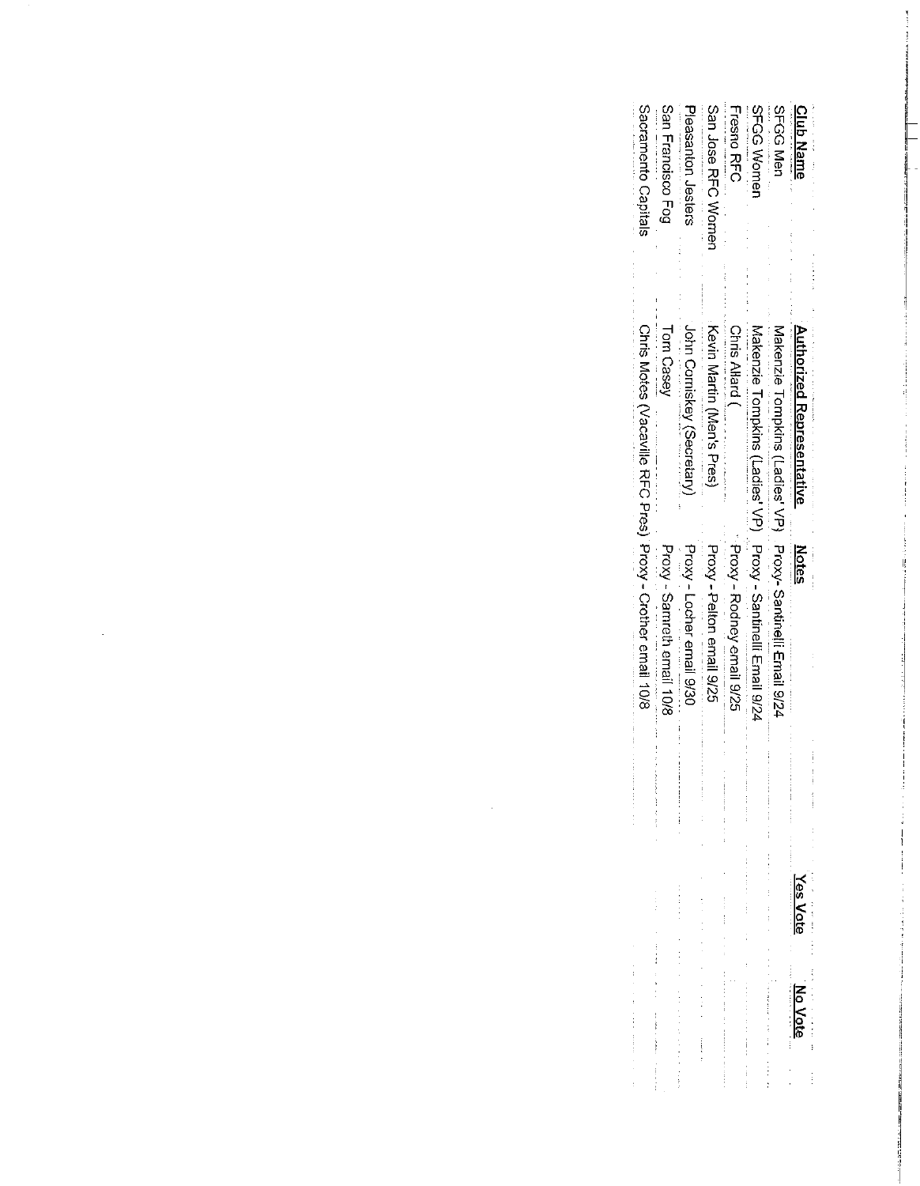| Club Name | Authorized Representative | Notes | Yes Vote | No Vote |
| --- | --- | --- | --- | --- |
| SFGG Men | Makenzie Tompkins (Ladies' VP) | Proxy- Santinelli Email 9/24 | | |
| SFGG Women | Makenzie Tompkins (Ladies' VP) | Proxy - Santinelli Email 9/24 | | |
| Fresno RFC | Chris Allard ( | Proxy - Rodney email 9/25 | | |
| San Jose RFC Women | Kevin Martin (Men's Pres) | Proxy - Pelton email 9/25 | | |
| Pleasanton Jesters | John Comiskey (Secretary) | Proxy - Locher email 9/30 | | |
| San Francisco Fog | Tom Casey | Proxy - Samreth email 10/8 | | |
| Sacramento Capitals | Chris Motes (Vacaville RFC Pres) | Proxy - Crother email 10/8 | | |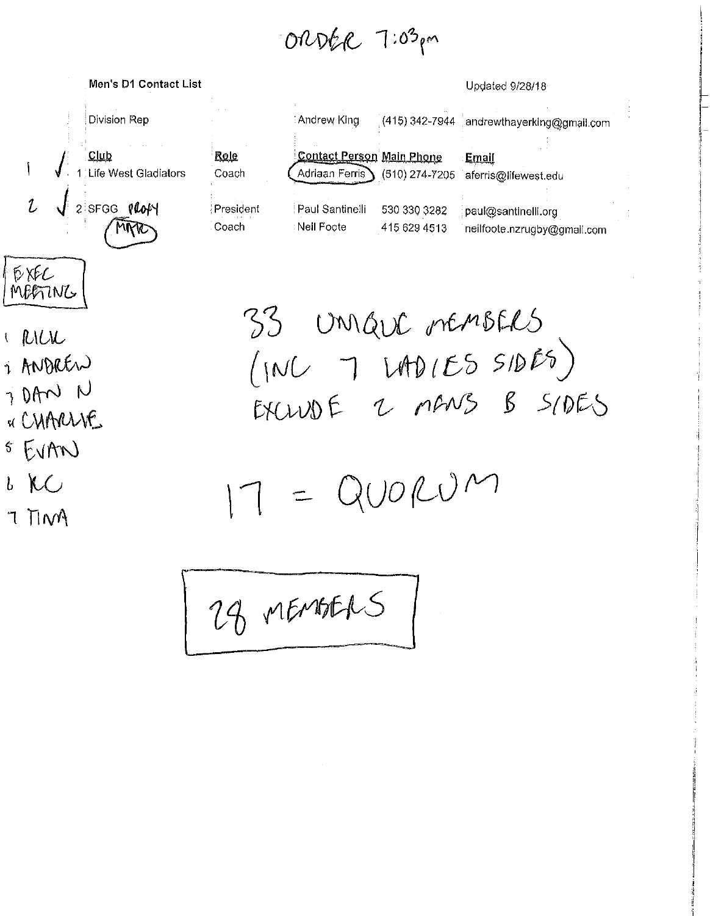ORDER 7:03pm

**Men's D1 Contact List** — Updated 9/28/18

| | | Club | Role | Contact Person | Main Phone | Email |
|---|---|---|---|---|---|---|
| | | Division Rep | | Andrew King | (415) 342-7944 | andrewthayerking@gmail.com |
| 1 | ✓ | 1 Life West Gladiators | Coach | Adriaan Ferris | (510) 274-7205 | aferris@lifewest.edu |
| 2 | ✓ | 2 SFGG PROXY MARC | President | Paul Santinelli | 530 330 3282 | paul@santinelli.org |
| | | | Coach | Neil Foote | 415 629 4513 | neilfoote.nzrugby@gmail.com |

EXEC MEETING

1. RICK
2. ANDREW
3. DAN N
4. CHARLIE
5. EVAN
6. KC
7. TINA

33 UNIQUE MEMBERS (INC 7 LADIES SIDES) EXCLUDE 2 MENS B SIDES

17 = QUORUM

28 MEMBERS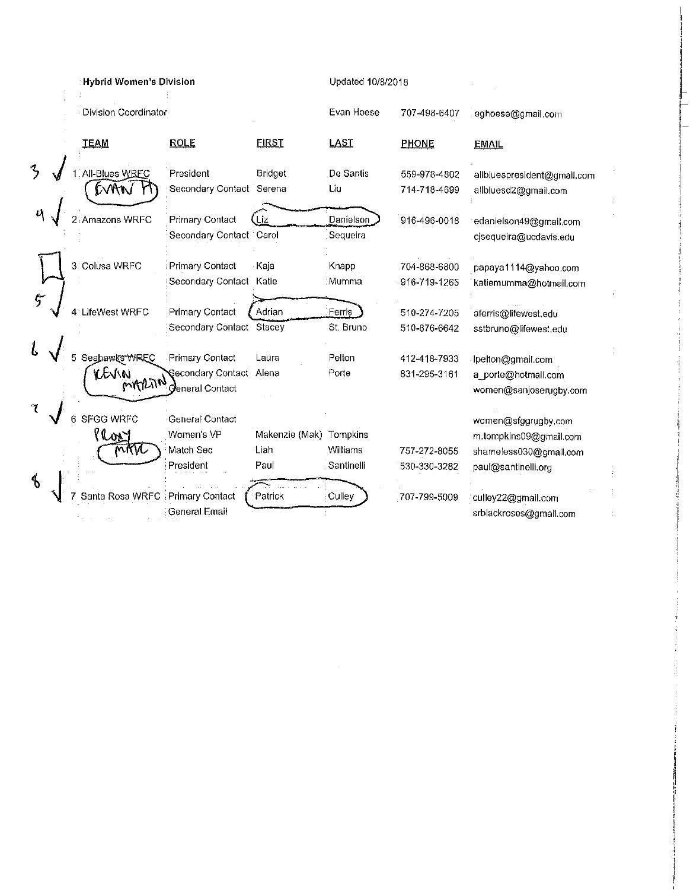**Hybrid Women's Division** Updated 10/8/2018

Division Coordinator: Evan Hoese 707-498-6407 eghoese@gmail.com

| | TEAM | ROLE | FIRST | LAST | PHONE | EMAIL |
|---|---|---|---|---|---|---|
| 3 √ | 1. All-Blues WRFC (EVAN H) | President | Bridget | De Santis | 559-978-4802 | allbluespresident@gmail.com |
| | | Secondary Contact | Serena | Liu | 714-718-4699 | allbluesd2@gmail.com |
| 4 √ | 2. Amazons WRFC | Primary Contact | Liz | Danielson | 916-496-0018 | edanielson49@gmail.com |
| | | Secondary Contact | Carol | Sequeira | | cjsequeira@ucdavis.edu |
| ☐ | 3. Colusa WRFC | Primary Contact | Kaja | Knapp | 704-868-6800 | papaya1114@yahoo.com |
| | | Secondary Contact | Katie | Mumma | 916-719-1265 | katiemumma@hotmail.com |
| 5 √ | 4. LifeWest WRFC | Primary Contact | Adrian | Ferris | 510-274-7205 | aferris@lifewest.edu |
| | | Secondary Contact | Stacey | St. Bruno | 510-876-6642 | sstbruno@lifewest.edu |
| 6 √ | 5. Seahawks WRFC (KEVIN MARTIN) | Primary Contact | Laura | Pelton | 412-418-7933 | lpelton@gmail.com |
| | | Secondary Contact | Alena | Porte | 831-295-3161 | a_porte@hotmail.com |
| | | General Contact | | | | women@sanjoserugby.com |
| 7 √ | 6. SFGG WRFC (PROXY MATT) | General Contact | | | | women@sfggrugby.com |
| | | Women's VP | Makenzie (Mak) | Tompkins | | m.tompkins09@gmail.com |
| | | Match Sec | Liah | Williams | 757-272-8055 | shameless030@gmail.com |
| | | President | Paul | Santinelli | 530-330-3282 | paul@santinelli.org |
| 8 √ | 7. Santa Rosa WRFC | Primary Contact | Patrick | Culley | 707-799-5009 | culley22@gmail.com |
| | | General Email | | | | srblackroses@gmail.com |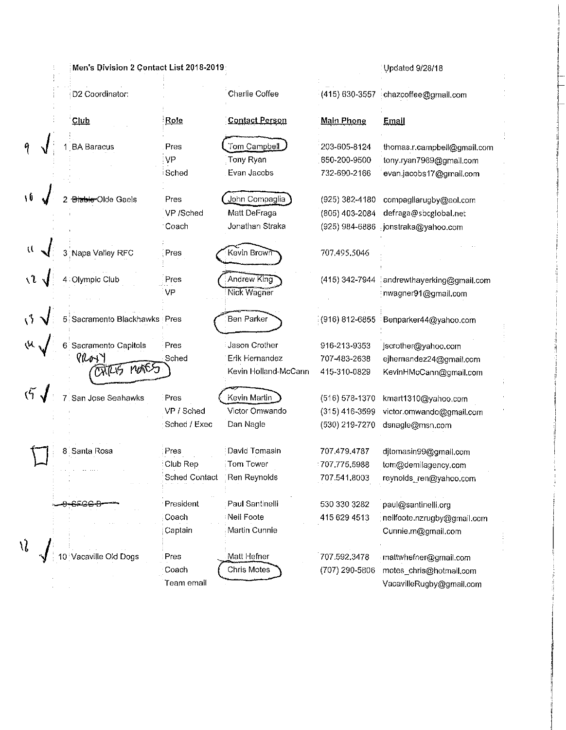**Men's Division 2 Contact List 2018-2019** — Updated 9/28/18

| | | | | |
|---|---|---|---|---|
| D2 Coordinator: | | Charlie Coffee | (415) 630-3557 | chazcoffee@gmail.com |

| | Club | Role | Contact Person | Main Phone | Email |
|---|---|---|---|---|---|
| 9 ✓ | 1 BA Baracus | Pres | Tom Campbell | 203-605-8124 | thomas.r.campbell@gmail.com |
| | | VP | Tony Ryan | 650-200-9500 | tony.ryan7989@gmail.com |
| | | Sched | Evan Jacobs | 732-690-2166 | evan.jacobs17@gmail.com |
| 10 ✓ | 2 ~~Diablo~~ Olde Gaels | Pres | John Compaglia | (925) 382-4180 | compagliarugby@aol.com |
| | | VP /Sched | Matt DeFraga | (805) 403-2084 | defraga@sbcglobal.net |
| | | Coach | Jonathan Straka | (925) 984-6886 | jonstraka@yahoo.com |
| 11 ✓ | 3 Napa Valley RFC | Pres | Kevin Brown | 707.495.5046 | |
| 12 ✓ | 4 Olympic Club | Pres | Andrew King | (415) 342-7944 | andrewthayerking@gmail.com |
| | | VP | Nick Wagner | | nwagner91@gmail.com |
| 13 ✓ | 5 Sacramento Blackhawks | Pres | Ben Parker | (916) 812-6855 | Benparker44@yahoo.com |
| 14 ✓ | 6 Sacramento Capitols | Pres | Jason Crother | 916-213-9353 | jscrother@yahoo.com |
| | PROXY CHRIS MOTES | Sched | Erik Hernandez | 707-483-2638 | ejhernandez24@gmail.com |
| | | | Kevin Holland-McCann | 415-310-0829 | KevinHMcCann@gmail.com |
| 15 ✓ | 7 San Jose Seahawks | Pres | Kevin Martin | (516) 578-1370 | kmart1310@yahoo.com |
| | | VP / Sched | Victor Omwando | (315) 416-3599 | victor.omwando@gmail.com |
| | | Sched / Exec | Dan Nagle | (530) 219-7270 | dsnagle@msn.com |
| ☐ | 8 Santa Rosa | Pres | David Tomasin | 707.479.4787 | djtomasin99@gmail.com |
| | | Club Rep | Tom Tower | 707.775.5988 | tom@demilagency.com |
| | | Sched Contact | Ren Reynolds | 707.541.8003 | reynolds_ren@yahoo.com |
| | ~~9 SFGG B~~ | President | Paul Santinelli | 530 330 3282 | paul@santinelli.org |
| | | Coach | Neil Foote | 415 629 4513 | neilfoote.nzrugby@gmail.com |
| | | Captain | Martin Cunnie | | Cunnie.m@gmail.com |
| 16 ✓ | 10 Vacaville Old Dogs | Pres | Matt Hefner | 707.592.3478 | mattwhefner@gmail.com |
| | | Coach | Chris Motes | (707) 290-5806 | motes_chris@hotmail.com |
| | | Team email | | | VacavilleRugby@gmail.com |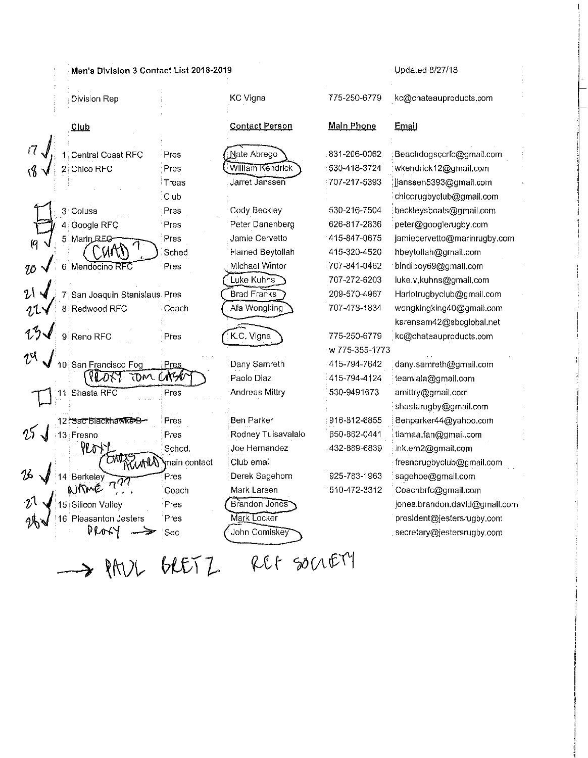**Men's Division 3 Contact List 2018-2019** Updated 8/27/18

Division Rep — KC Vigna — 775-250-6779 — kc@chateauproducts.com

| | Club | | Contact Person | Main Phone | Email |
|---|---|---|---|---|---|
| 17 ✓ | 1 Central Coast RFC | Pres | Nate Abrego | 831-206-0062 | Beachdogsccrfc@gmail.com |
| 18 ✓ | 2 Chico RFC | Pres | William Kendrick | 530-418-3724 | wkendrick12@gmail.com |
| | | Treas | Jarret Janssen | 707-217-5393 | jjanssen5393@gmail.com |
| | | Club | | | chicorugbyclub@gmail.com |
| ☐ | 3 Colusa | Pres | Cody Beckley | 530-216-7504 | beckleysboats@gmail.com |
| ☐ | 4 Google RFC | Pres | Peter Danenberg | 626-817-2836 | peter@googlerugby.com |
| 19 ✓ | 5 ~~Marin RFC~~ | Pres | Jamie Cervetto | 415-847-0675 | jamiecervetto@marinrugby.com |
| | (CHAD ?) | Sched | Hamed Beytollah | 415-320-4520 | hbeytollah@gmail.com |
| 20 ✓ | 6 Mendocino RFC | Pres | Michael Winter | 707-841-0462 | blindboy69@gmail.com |
| | | | Luke Kuhns | 707-272-6203 | luke.v.kuhns@gmail.com |
| 21 ✓ | 7 San Joaquin Stanislaus | Pres | Brad Franks | 209-570-4967 | Harlotrugbyclub@gmail.com |
| 22 ✓ | 8 Redwood RFC | Coach | Afa Wongking | 707-478-1834 | wongkingking40@gmail.com |
| | | | | | karensam42@sbcglobal.net |
| 23 ✓ | 9 Reno RFC | Pres | K.C. Vigna | 775-250-6779 | kc@chateauproducts.com |
| | | | | w 775-355-1773 | |
| 24 ✓ | 10 San Francisco Fog | Pres | Dany Samreth | 415-794-7642 | dany.samreth@gmail.com |
| | (PROXY TOM CASEY) | | Paolo Diaz | 415-794-4124 | teamlala@gmail.com |
| ☐ | 11 Shasta RFC | Pres | Andreas Mittry | 530-9491673 | amittry@gmail.com |
| | | | | | shastarugby@gmail.com |
| | 12 ~~Sac Blackhawks B~~ | Pres | Ben Parker | 916-812-6855 | Benparker44@yahoo.com |
| 25 ✓ | 13 Fresno | Pres | Rodney Tuisavalalo | 650-862-0441 | tiamaa.fan@gmail.com |
| | PROXY | Sched. | Joe Hernandez | 432-889-6839 | lnk.em2@gmail.com |
| | (CHRIS ALVARD) | main contact | Club email | | fresnorugbyclub@gmail.com |
| 26 ✓ | 14 Berkeley | Pres | Derek Sagehorn | 925-783-1963 | sagehoe@gmail.com |
| | NAME ??? | Coach | Mark Larsen | 510-472-3312 | Coachbrfc@gmail.com |
| 27 ✓ | 15 Silicon Valley | Pres | Brandon Jones | | jones.brandon.david@gmail.com |
| 28 ✓ | 16 Pleasanton Jesters | Pres | Mark Locker | | president@jestersrugby.com |
| | PROXY → | Sec | John Comiskey | | secretary@jestersrugby.com |

→ PAUL BRETZ REF SOCIETY